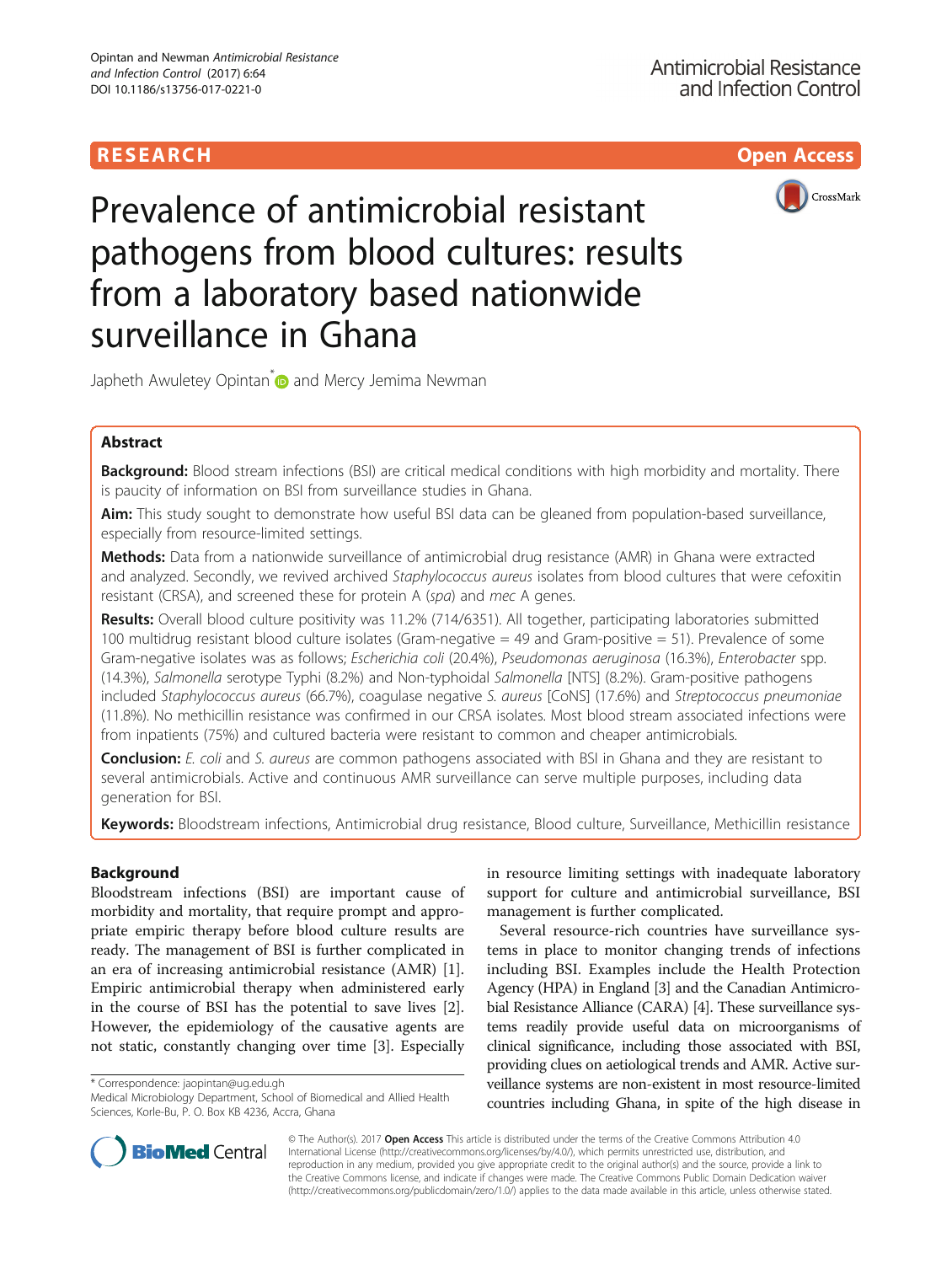RESEARCH Open Access

# Prevalence of antimicrobial resistant pathogens from blood cultures: results from a laboratory based nationwide surveillance in Ghana

Japheth Awuletey Opintan* and Mercy Jemima Newman

## Abstract

**Background:** Blood stream infections (BSI) are critical medical conditions with high morbidity and mortality. There is paucity of information on BSI from surveillance studies in Ghana.

**Aim:** This study sought to demonstrate how useful BSI data can be gleaned from population-based surveillance, especially from resource-limited settings.

**Methods:** Data from a nationwide surveillance of antimicrobial drug resistance (AMR) in Ghana were extracted and analyzed. Secondly, we revived archived *Staphylococcus aureus* isolates from blood cultures that were cefoxitin resistant (CRSA), and screened these for protein A (*spa*) and *mec* A genes.

**Results:** Overall blood culture positivity was 11.2% (714/6351). All together, participating laboratories submitted 100 multidrug resistant blood culture isolates (Gram-negative = 49 and Gram-positive = 51). Prevalence of some Gram-negative isolates was as follows; *Escherichia coli* (20.4%), *Pseudomonas aeruginosa* (16.3%), *Enterobacter* spp. (14.3%), *Salmonella* serotype Typhi (8.2%) and Non-typhoidal *Salmonella* [NTS] (8.2%). Gram-positive pathogens included *Staphylococcus aureus* (66.7%), coagulase negative *S. aureus* [CoNS] (17.6%) and *Streptococcus pneumoniae* (11.8%). No methicillin resistance was confirmed in our CRSA isolates. Most blood stream associated infections were from inpatients (75%) and cultured bacteria were resistant to common and cheaper antimicrobials.

**Conclusion:** *E. coli* and *S. aureus* are common pathogens associated with BSI in Ghana and they are resistant to several antimicrobials. Active and continuous AMR surveillance can serve multiple purposes, including data generation for BSI.

**Keywords:** Bloodstream infections, Antimicrobial drug resistance, Blood culture, Surveillance, Methicillin resistance

## Background

Bloodstream infections (BSI) are important cause of morbidity and mortality, that require prompt and appropriate empiric therapy before blood culture results are ready. The management of BSI is further complicated in an era of increasing antimicrobial resistance (AMR) [1]. Empiric antimicrobial therapy when administered early in the course of BSI has the potential to save lives [2]. However, the epidemiology of the causative agents are not static, constantly changing over time [3]. Especially in resource limiting settings with inadequate laboratory support for culture and antimicrobial surveillance, BSI management is further complicated.

Several resource-rich countries have surveillance systems in place to monitor changing trends of infections including BSI. Examples include the Health Protection Agency (HPA) in England [3] and the Canadian Antimicrobial Resistance Alliance (CARA) [4]. These surveillance systems readily provide useful data on microorganisms of clinical significance, including those associated with BSI, providing clues on aetiological trends and AMR. Active surveillance systems are non-existent in most resource-limited countries including Ghana, in spite of the high disease in

\* Correspondence: jaopintan@ug.edu.gh
Medical Microbiology Department, School of Biomedical and Allied Health Sciences, Korle-Bu, P. O. Box KB 4236, Accra, Ghana

© The Author(s). 2017 **Open Access** This article is distributed under the terms of the Creative Commons Attribution 4.0 International License (http://creativecommons.org/licenses/by/4.0/), which permits unrestricted use, distribution, and reproduction in any medium, provided you give appropriate credit to the original author(s) and the source, provide a link to the Creative Commons license, and indicate if changes were made. The Creative Commons Public Domain Dedication waiver (http://creativecommons.org/publicdomain/zero/1.0/) applies to the data made available in this article, unless otherwise stated.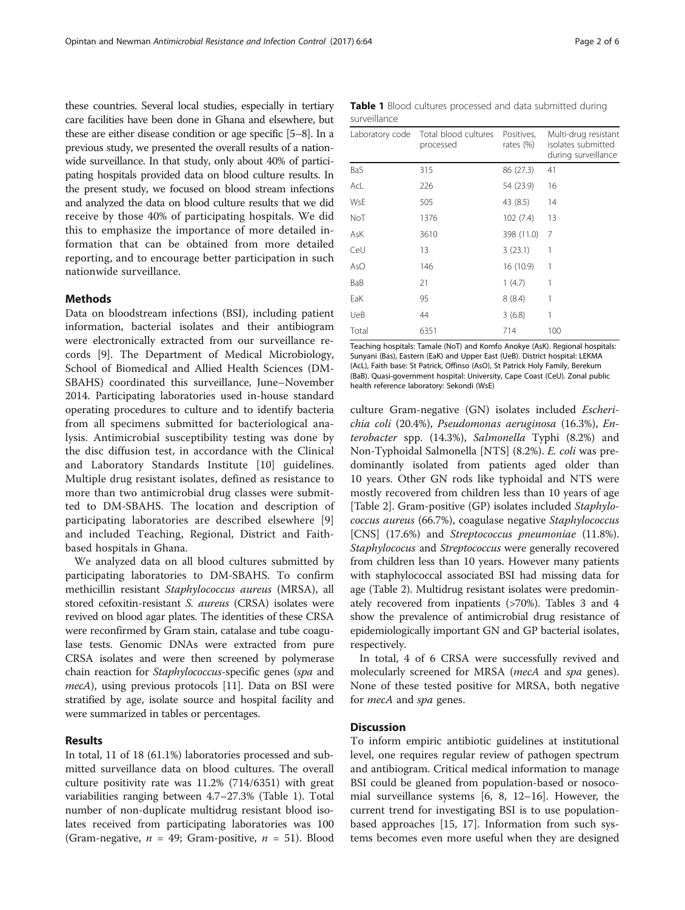these countries. Several local studies, especially in tertiary care facilities have been done in Ghana and elsewhere, but these are either disease condition or age specific [5–8]. In a previous study, we presented the overall results of a nationwide surveillance. In that study, only about 40% of participating hospitals provided data on blood culture results. In the present study, we focused on blood stream infections and analyzed the data on blood culture results that we did receive by those 40% of participating hospitals. We did this to emphasize the importance of more detailed information that can be obtained from more detailed reporting, and to encourage better participation in such nationwide surveillance.

## Methods

Data on bloodstream infections (BSI), including patient information, bacterial isolates and their antibiogram were electronically extracted from our surveillance records [9]. The Department of Medical Microbiology, School of Biomedical and Allied Health Sciences (DM-SBAHS) coordinated this surveillance, June–November 2014. Participating laboratories used in-house standard operating procedures to culture and to identify bacteria from all specimens submitted for bacteriological analysis. Antimicrobial susceptibility testing was done by the disc diffusion test, in accordance with the Clinical and Laboratory Standards Institute [10] guidelines. Multiple drug resistant isolates, defined as resistance to more than two antimicrobial drug classes were submitted to DM-SBAHS. The location and description of participating laboratories are described elsewhere [9] and included Teaching, Regional, District and Faith-based hospitals in Ghana.

We analyzed data on all blood cultures submitted by participating laboratories to DM-SBAHS. To confirm methicillin resistant *Staphylococcus aureus* (MRSA), all stored cefoxitin-resistant *S. aureus* (CRSA) isolates were revived on blood agar plates. The identities of these CRSA were reconfirmed by Gram stain, catalase and tube coagulase tests. Genomic DNAs were extracted from pure CRSA isolates and were then screened by polymerase chain reaction for *Staphylococcus*-specific genes (*spa* and *mecA*), using previous protocols [11]. Data on BSI were stratified by age, isolate source and hospital facility and were summarized in tables or percentages.

## Results

In total, 11 of 18 (61.1%) laboratories processed and submitted surveillance data on blood cultures. The overall culture positivity rate was 11.2% (714/6351) with great variabilities ranging between 4.7–27.3% (Table 1). Total number of non-duplicate multidrug resistant blood isolates received from participating laboratories was 100 (Gram-negative, $n$ = 49; Gram-positive, $n$ = 51). Blood culture Gram-negative (GN) isolates included *Escherichia coli* (20.4%), *Pseudomonas aeruginosa* (16.3%), *Enterobacter* spp. (14.3%), *Salmonella* Typhi (8.2%) and Non-Typhoidal Salmonella [NTS] (8.2%). *E. coli* was predominantly isolated from patients aged older than 10 years. Other GN rods like typhoidal and NTS were mostly recovered from children less than 10 years of age [Table 2]. Gram-positive (GP) isolates included *Staphylococcus aureus* (66.7%), coagulase negative *Staphylococcus* [CNS] (17.6%) and *Streptococcus pneumoniae* (11.8%). *Staphylococus* and *Streptococcus* were generally recovered from children less than 10 years. However many patients with staphylococcal associated BSI had missing data for age (Table 2). Multidrug resistant isolates were predominately recovered from inpatients (>70%). Tables 3 and 4 show the prevalence of antimicrobial drug resistance of epidemiologically important GN and GP bacterial isolates, respectively.

In total, 4 of 6 CRSA were successfully revived and molecularly screened for MRSA (*mecA* and *spa* genes). None of these tested positive for MRSA, both negative for *mecA* and *spa* genes.

**Table 1** Blood cultures processed and data submitted during surveillance

| Laboratory code | Total blood cultures processed | Positives, rates (%) | Multi-drug resistant isolates submitted during surveillance |
|---|---|---|---|
| BaS | 315 | 86 (27.3) | 41 |
| AcL | 226 | 54 (23.9) | 16 |
| WsE | 505 | 43 (8.5) | 14 |
| NoT | 1376 | 102 (7.4) | 13 |
| AsK | 3610 | 398 (11.0) | 7 |
| CeU | 13 | 3 (23.1) | 1 |
| AsO | 146 | 16 (10.9) | 1 |
| BaB | 21 | 1 (4.7) | 1 |
| EaK | 95 | 8 (8.4) | 1 |
| UeB | 44 | 3 (6.8) | 1 |
| Total | 6351 | 714 | 100 |

Teaching hospitals: Tamale (NoT) and Komfo Anokye (AsK). Regional hospitals: Sunyani (Bas), Eastern (EaK) and Upper East (UeB). District hospital: LEKMA (AcL), Faith base: St Patrick, Offinso (AsO), St Patrick Holy Family, Berekum (BaB). Quasi-government hospital: University, Cape Coast (CeU). Zonal public health reference laboratory: Sekondi (WsE)

## Discussion

To inform empiric antibiotic guidelines at institutional level, one requires regular review of pathogen spectrum and antibiogram. Critical medical information to manage BSI could be gleaned from population-based or nosocomial surveillance systems [6, 8, 12–16]. However, the current trend for investigating BSI is to use population-based approaches [15, 17]. Information from such systems becomes even more useful when they are designed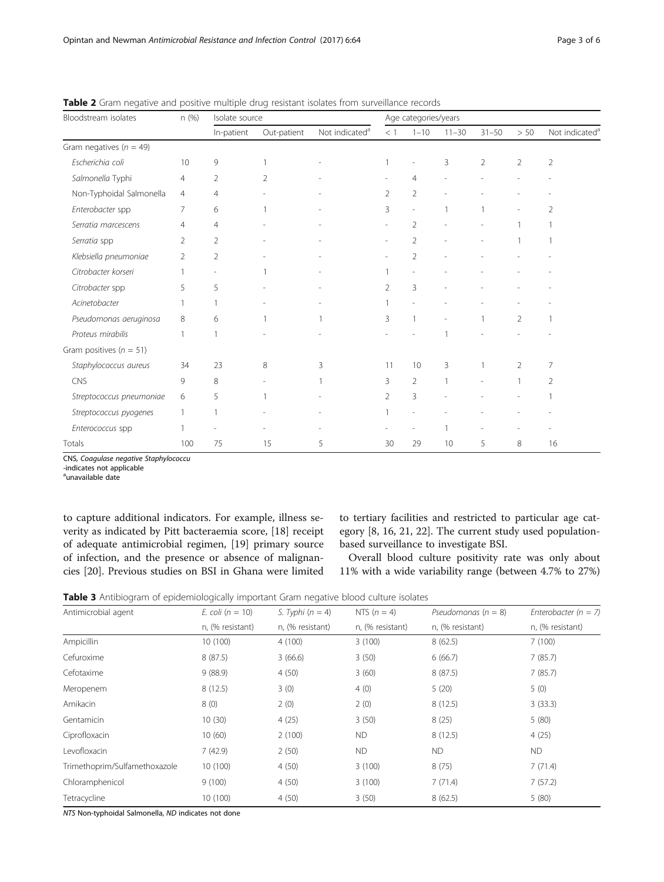**Table 2** Gram negative and positive multiple drug resistant isolates from surveillance records

| Bloodstream isolates | n (%) | Isolate source | | | Age categories/years | | | | | |
|---|---|---|---|---|---|---|---|---|---|---|
| | | In-patient | Out-patient | Not indicated[a] | < 1 | 1–10 | 11–30 | 31–50 | > 50 | Not indicated[a] |
| Gram negatives ($n = 49$) | | | | | | | | | | |
| *Escherichia coli* | 10 | 9 | 1 | - | 1 | - | 3 | 2 | 2 | 2 |
| *Salmonella* Typhi | 4 | 2 | 2 | - | - | 4 | - | - | - | - |
| Non-Typhoidal Salmonella | 4 | 4 | - | - | 2 | 2 | - | - | - | - |
| *Enterobacter* spp | 7 | 6 | 1 | - | 3 | - | 1 | 1 | - | 2 |
| *Serratia marcescens* | 4 | 4 | - | - | - | 2 | - | - | 1 | 1 |
| *Serratia* spp | 2 | 2 | - | - | - | 2 | - | - | 1 | 1 |
| *Klebsiella pneumoniae* | 2 | 2 | - | - | - | 2 | - | - | - | - |
| *Citrobacter korseri* | 1 | - | 1 | - | 1 | - | - | - | - | - |
| *Citrobacter* spp | 5 | 5 | - | - | 2 | 3 | - | - | - | - |
| *Acinetobacter* | 1 | 1 | - | - | 1 | - | - | - | - | - |
| *Pseudomonas aeruginosa* | 8 | 6 | 1 | 1 | 3 | 1 | - | 1 | 2 | 1 |
| *Proteus mirabilis* | 1 | 1 | - | - | - | - | 1 | - | - | - |
| Gram positives ($n = 51$) | | | | | | | | | | |
| *Staphylococcus aureus* | 34 | 23 | 8 | 3 | 11 | 10 | 3 | 1 | 2 | 7 |
| CNS | 9 | 8 | - | 1 | 3 | 2 | 1 | - | 1 | 2 |
| *Streptococcus pneumoniae* | 6 | 5 | 1 | - | 2 | 3 | - | - | - | 1 |
| *Streptococcus pyogenes* | 1 | 1 | - | - | 1 | - | - | - | - | - |
| *Enterococcus* spp | 1 | - | - | - | - | - | 1 | - | - | - |
| Totals | 100 | 75 | 15 | 5 | 30 | 29 | 10 | 5 | 8 | 16 |

CNS, *Coagulase negative Staphylococcu*
-indicates not applicable
[a]unavailable date

to capture additional indicators. For example, illness severity as indicated by Pitt bacteraemia score, [18] receipt of adequate antimicrobial regimen, [19] primary source of infection, and the presence or absence of malignancies [20]. Previous studies on BSI in Ghana were limited to tertiary facilities and restricted to particular age category [8, 16, 21, 22]. The current study used population-based surveillance to investigate BSI.

Overall blood culture positivity rate was only about 11% with a wide variability range (between 4.7% to 27%)

**Table 3** Antibiogram of epidemiologically important Gram negative blood culture isolates

| Antimicrobial agent | *E. coli* ($n = 10$) | *S. Typhi* ($n = 4$) | NTS ($n = 4$) | *Pseudomonas* ($n = 8$) | *Enterobacter* ($n = 7$) |
|---|---|---|---|---|---|
| | n, (% resistant) | n, (% resistant) | n, (% resistant) | n, (% resistant) | n, (% resistant) |
| Ampicillin | 10 (100) | 4 (100) | 3 (100) | 8 (62.5) | 7 (100) |
| Cefuroxime | 8 (87.5) | 3 (66.6) | 3 (50) | 6 (66.7) | 7 (85.7) |
| Cefotaxime | 9 (88.9) | 4 (50) | 3 (60) | 8 (87.5) | 7 (85.7) |
| Meropenem | 8 (12.5) | 3 (0) | 4 (0) | 5 (20) | 5 (0) |
| Amikacin | 8 (0) | 2 (0) | 2 (0) | 8 (12.5) | 3 (33.3) |
| Gentamicin | 10 (30) | 4 (25) | 3 (50) | 8 (25) | 5 (80) |
| Ciprofloxacin | 10 (60) | 2 (100) | ND | 8 (12.5) | 4 (25) |
| Levofloxacin | 7 (42.9) | 2 (50) | ND | ND | ND |
| Trimethoprim/Sulfamethoxazole | 10 (100) | 4 (50) | 3 (100) | 8 (75) | 7 (71.4) |
| Chloramphenicol | 9 (100) | 4 (50) | 3 (100) | 7 (71.4) | 7 (57.2) |
| Tetracycline | 10 (100) | 4 (50) | 3 (50) | 8 (62.5) | 5 (80) |

*NTS* Non-typhoidal Salmonella, *ND* indicates not done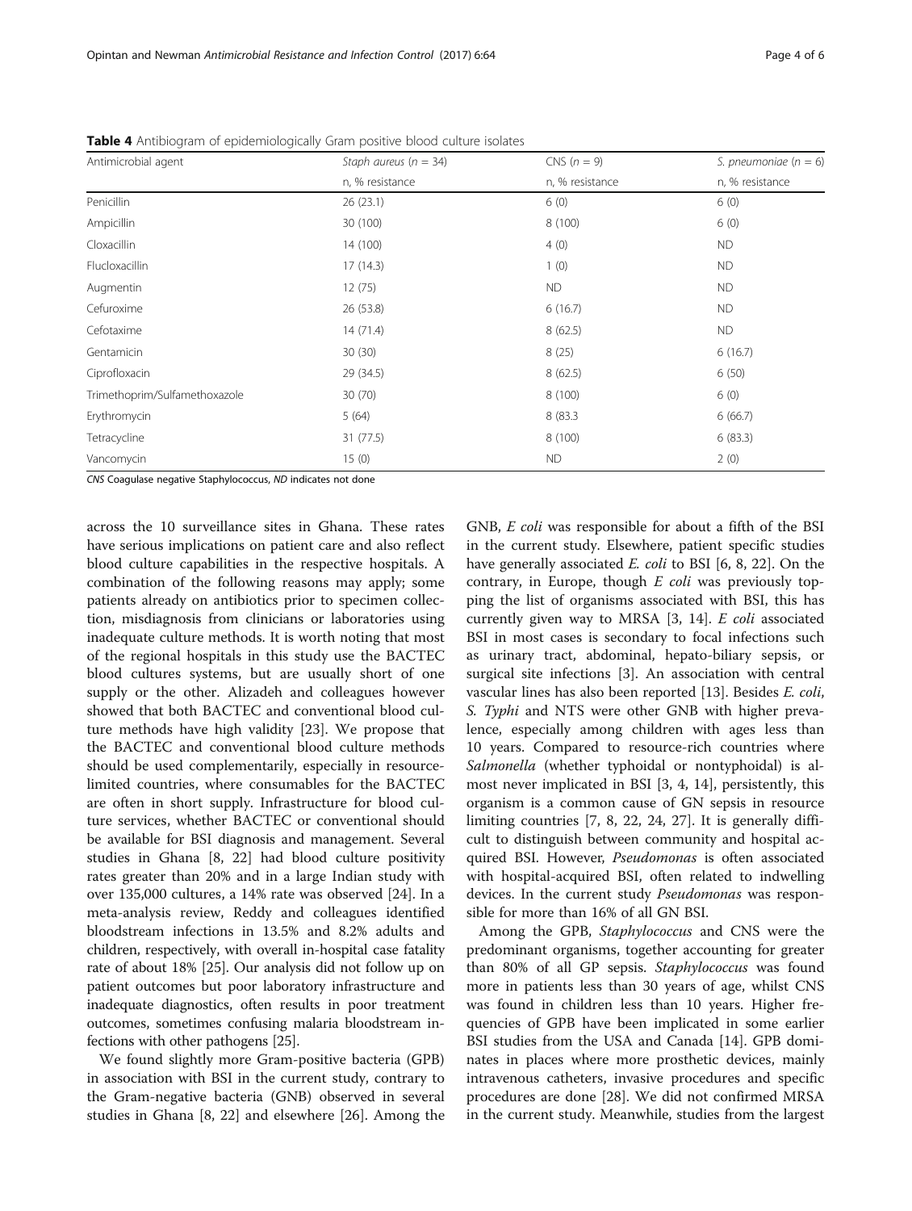**Table 4** Antibiogram of epidemiologically Gram positive blood culture isolates

| Antimicrobial agent | *Staph aureus* (*n* = 34) | CNS (*n* = 9) | *S. pneumoniae* (*n* = 6) |
|---|---|---|---|
| | n, % resistance | n, % resistance | n, % resistance |
| Penicillin | 26 (23.1) | 6 (0) | 6 (0) |
| Ampicillin | 30 (100) | 8 (100) | 6 (0) |
| Cloxacillin | 14 (100) | 4 (0) | ND |
| Flucloxacillin | 17 (14.3) | 1 (0) | ND |
| Augmentin | 12 (75) | ND | ND |
| Cefuroxime | 26 (53.8) | 6 (16.7) | ND |
| Cefotaxime | 14 (71.4) | 8 (62.5) | ND |
| Gentamicin | 30 (30) | 8 (25) | 6 (16.7) |
| Ciprofloxacin | 29 (34.5) | 8 (62.5) | 6 (50) |
| Trimethoprim/Sulfamethoxazole | 30 (70) | 8 (100) | 6 (0) |
| Erythromycin | 5 (64) | 8 (83.3 | 6 (66.7) |
| Tetracycline | 31 (77.5) | 8 (100) | 6 (83.3) |
| Vancomycin | 15 (0) | ND | 2 (0) |

*CNS* Coagulase negative Staphylococcus, *ND* indicates not done

across the 10 surveillance sites in Ghana. These rates have serious implications on patient care and also reflect blood culture capabilities in the respective hospitals. A combination of the following reasons may apply; some patients already on antibiotics prior to specimen collection, misdiagnosis from clinicians or laboratories using inadequate culture methods. It is worth noting that most of the regional hospitals in this study use the BACTEC blood cultures systems, but are usually short of one supply or the other. Alizadeh and colleagues however showed that both BACTEC and conventional blood culture methods have high validity [23]. We propose that the BACTEC and conventional blood culture methods should be used complementarily, especially in resource-limited countries, where consumables for the BACTEC are often in short supply. Infrastructure for blood culture services, whether BACTEC or conventional should be available for BSI diagnosis and management. Several studies in Ghana [8, 22] had blood culture positivity rates greater than 20% and in a large Indian study with over 135,000 cultures, a 14% rate was observed [24]. In a meta-analysis review, Reddy and colleagues identified bloodstream infections in 13.5% and 8.2% adults and children, respectively, with overall in-hospital case fatality rate of about 18% [25]. Our analysis did not follow up on patient outcomes but poor laboratory infrastructure and inadequate diagnostics, often results in poor treatment outcomes, sometimes confusing malaria bloodstream infections with other pathogens [25].

We found slightly more Gram-positive bacteria (GPB) in association with BSI in the current study, contrary to the Gram-negative bacteria (GNB) observed in several studies in Ghana [8, 22] and elsewhere [26]. Among the GNB, *E coli* was responsible for about a fifth of the BSI in the current study. Elsewhere, patient specific studies have generally associated *E. coli* to BSI [6, 8, 22]. On the contrary, in Europe, though *E coli* was previously topping the list of organisms associated with BSI, this has currently given way to MRSA [3, 14]. *E coli* associated BSI in most cases is secondary to focal infections such as urinary tract, abdominal, hepato-biliary sepsis, or surgical site infections [3]. An association with central vascular lines has also been reported [13]. Besides *E. coli*, *S. Typhi* and NTS were other GNB with higher prevalence, especially among children with ages less than 10 years. Compared to resource-rich countries where *Salmonella* (whether typhoidal or nontyphoidal) is almost never implicated in BSI [3, 4, 14], persistently, this organism is a common cause of GN sepsis in resource limiting countries [7, 8, 22, 24, 27]. It is generally difficult to distinguish between community and hospital acquired BSI. However, *Pseudomonas* is often associated with hospital-acquired BSI, often related to indwelling devices. In the current study *Pseudomonas* was responsible for more than 16% of all GN BSI.

Among the GPB, *Staphylococcus* and CNS were the predominant organisms, together accounting for greater than 80% of all GP sepsis. *Staphylococcus* was found more in patients less than 30 years of age, whilst CNS was found in children less than 10 years. Higher frequencies of GPB have been implicated in some earlier BSI studies from the USA and Canada [14]. GPB dominates in places where more prosthetic devices, mainly intravenous catheters, invasive procedures and specific procedures are done [28]. We did not confirmed MRSA in the current study. Meanwhile, studies from the largest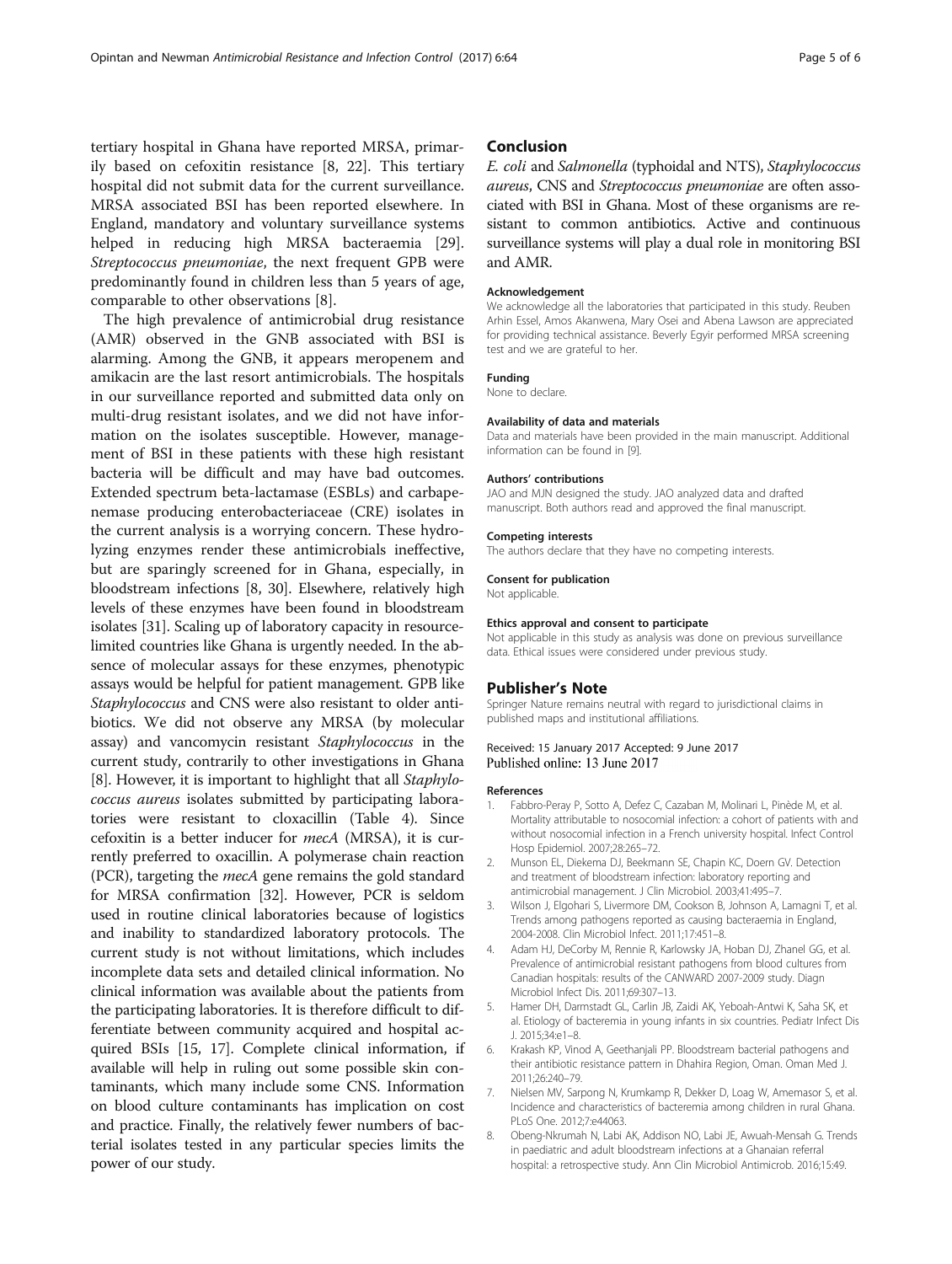tertiary hospital in Ghana have reported MRSA, primarily based on cefoxitin resistance [8, 22]. This tertiary hospital did not submit data for the current surveillance. MRSA associated BSI has been reported elsewhere. In England, mandatory and voluntary surveillance systems helped in reducing high MRSA bacteraemia [29]. *Streptococcus pneumoniae*, the next frequent GPB were predominantly found in children less than 5 years of age, comparable to other observations [8].

The high prevalence of antimicrobial drug resistance (AMR) observed in the GNB associated with BSI is alarming. Among the GNB, it appears meropenem and amikacin are the last resort antimicrobials. The hospitals in our surveillance reported and submitted data only on multi-drug resistant isolates, and we did not have information on the isolates susceptible. However, management of BSI in these patients with these high resistant bacteria will be difficult and may have bad outcomes. Extended spectrum beta-lactamase (ESBLs) and carbapenemase producing enterobacteriaceae (CRE) isolates in the current analysis is a worrying concern. These hydrolyzing enzymes render these antimicrobials ineffective, but are sparingly screened for in Ghana, especially, in bloodstream infections [8, 30]. Elsewhere, relatively high levels of these enzymes have been found in bloodstream isolates [31]. Scaling up of laboratory capacity in resource-limited countries like Ghana is urgently needed. In the absence of molecular assays for these enzymes, phenotypic assays would be helpful for patient management. GPB like *Staphylococcus* and CNS were also resistant to older antibiotics. We did not observe any MRSA (by molecular assay) and vancomycin resistant *Staphylococcus* in the current study, contrarily to other investigations in Ghana [8]. However, it is important to highlight that all *Staphylococcus aureus* isolates submitted by participating laboratories were resistant to cloxacillin (Table 4). Since cefoxitin is a better inducer for *mecA* (MRSA), it is currently preferred to oxacillin. A polymerase chain reaction (PCR), targeting the *mecA* gene remains the gold standard for MRSA confirmation [32]. However, PCR is seldom used in routine clinical laboratories because of logistics and inability to standardized laboratory protocols. The current study is not without limitations, which includes incomplete data sets and detailed clinical information. No clinical information was available about the patients from the participating laboratories. It is therefore difficult to differentiate between community acquired and hospital acquired BSIs [15, 17]. Complete clinical information, if available will help in ruling out some possible skin contaminants, which many include some CNS. Information on blood culture contaminants has implication on cost and practice. Finally, the relatively fewer numbers of bacterial isolates tested in any particular species limits the power of our study.

## Conclusion

*E. coli* and *Salmonella* (typhoidal and NTS), *Staphylococcus aureus*, CNS and *Streptococcus pneumoniae* are often associated with BSI in Ghana. Most of these organisms are resistant to common antibiotics. Active and continuous surveillance systems will play a dual role in monitoring BSI and AMR.

#### Acknowledgement

We acknowledge all the laboratories that participated in this study. Reuben Arhin Essel, Amos Akanwena, Mary Osei and Abena Lawson are appreciated for providing technical assistance. Beverly Egyir performed MRSA screening test and we are grateful to her.

#### Funding

None to declare.

#### Availability of data and materials

Data and materials have been provided in the main manuscript. Additional information can be found in [9].

#### Authors' contributions

JAO and MJN designed the study. JAO analyzed data and drafted manuscript. Both authors read and approved the final manuscript.

#### Competing interests

The authors declare that they have no competing interests.

#### Consent for publication

Not applicable.

#### Ethics approval and consent to participate

Not applicable in this study as analysis was done on previous surveillance data. Ethical issues were considered under previous study.

## Publisher's Note

Springer Nature remains neutral with regard to jurisdictional claims in published maps and institutional affiliations.

Received: 15 January 2017 Accepted: 9 June 2017
Published online: 13 June 2017

#### References

1. Fabbro-Peray P, Sotto A, Defez C, Cazaban M, Molinari L, Pinède M, et al. Mortality attributable to nosocomial infection: a cohort of patients with and without nosocomial infection in a French university hospital. Infect Control Hosp Epidemiol. 2007;28:265–72.
2. Munson EL, Diekema DJ, Beekmann SE, Chapin KC, Doern GV. Detection and treatment of bloodstream infection: laboratory reporting and antimicrobial management. J Clin Microbiol. 2003;41:495–7.
3. Wilson J, Elgohari S, Livermore DM, Cookson B, Johnson A, Lamagni T, et al. Trends among pathogens reported as causing bacteraemia in England, 2004-2008. Clin Microbiol Infect. 2011;17:451–8.
4. Adam HJ, DeCorby M, Rennie R, Karlowsky JA, Hoban DJ, Zhanel GG, et al. Prevalence of antimicrobial resistant pathogens from blood cultures from Canadian hospitals: results of the CANWARD 2007-2009 study. Diagn Microbiol Infect Dis. 2011;69:307–13.
5. Hamer DH, Darmstadt GL, Carlin JB, Zaidi AK, Yeboah-Antwi K, Saha SK, et al. Etiology of bacteremia in young infants in six countries. Pediatr Infect Dis J. 2015;34:e1–8.
6. Krakash KP, Vinod A, Geethanjali PP. Bloodstream bacterial pathogens and their antibiotic resistance pattern in Dhahira Region, Oman. Oman Med J. 2011;26:240–79.
7. Nielsen MV, Sarpong N, Krumkamp R, Dekker D, Loag W, Amemasor S, et al. Incidence and characteristics of bacteremia among children in rural Ghana. PLoS One. 2012;7:e44063.
8. Obeng-Nkrumah N, Labi AK, Addison NO, Labi JE, Awuah-Mensah G. Trends in paediatric and adult bloodstream infections at a Ghanaian referral hospital: a retrospective study. Ann Clin Microbiol Antimicrob. 2016;15:49.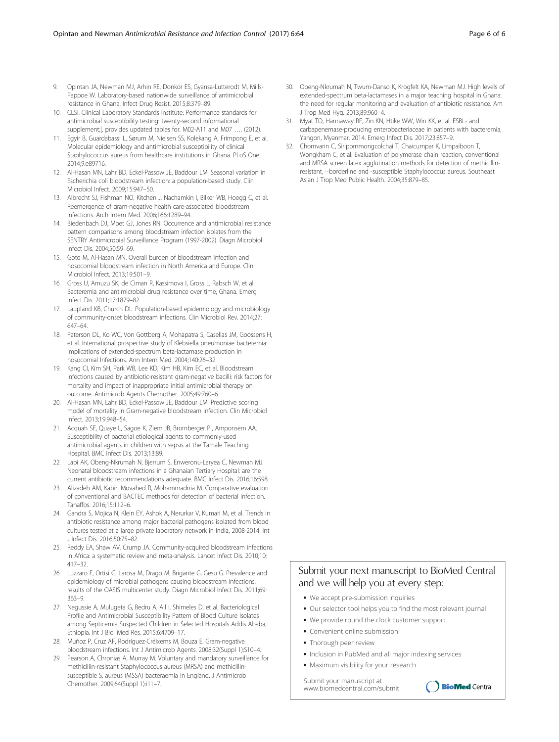9. Opintan JA, Newman MJ, Arhin RE, Donkor ES, Gyansa-Lutterodt M, Mills-Pappoe W. Laboratory-based nationwide surveillance of antimicrobial resistance in Ghana. Infect Drug Resist. 2015;8:379–89.
10. CLSI. Clinical Laboratory Standards Institute: Performance standards for antimicrobial susceptibility testing: twenty-second informational supplement;[. provides updated tables for. M02-A11 and M07 …. (2012).
11. Egyir B, Guardabassi L, Sørum M, Nielsen SS, Kolekang A, Frimpong E, et al. Molecular epidemiology and antimicrobial susceptibility of clinical Staphylococcus aureus from healthcare institutions in Ghana. PLoS One. 2014;9:e89716.
12. Al-Hasan MN, Lahr BD, Eckel-Passow JE, Baddour LM. Seasonal variation in Escherichia coli bloodstream infection: a population-based study. Clin Microbiol Infect. 2009;15:947–50.
13. Albrecht SJ, Fishman NO, Kitchen J, Nachamkin I, Bilker WB, Hoegg C, et al. Reemergence of gram-negative health care-associated bloodstream infections. Arch Intern Med. 2006;166:1289–94.
14. Biedenbach DJ, Moet GJ, Jones RN. Occurrence and antimicrobial resistance pattern comparisons among bloodstream infection isolates from the SENTRY Antimicrobial Surveillance Program (1997-2002). Diagn Microbiol Infect Dis. 2004;50:59–69.
15. Goto M, Al-Hasan MN. Overall burden of bloodstream infection and nosocomial bloodstream infection in North America and Europe. Clin Microbiol Infect. 2013;19:501–9.
16. Gross U, Amuzu SK, de Ciman R, Kassimova I, Gross L, Rabsch W, et al. Bacteremia and antimicrobial drug resistance over time, Ghana. Emerg Infect Dis. 2011;17:1879–82.
17. Laupland KB, Church DL. Population-based epidemiology and microbiology of community-onset bloodstream infections. Clin Microbiol Rev. 2014;27:647–64.
18. Paterson DL, Ko WC, Von Gottberg A, Mohapatra S, Casellas JM, Goossens H, et al. International prospective study of Klebsiella pneumoniae bacteremia: implications of extended-spectrum beta-lactamase production in nosocomial Infections. Ann Intern Med. 2004;140:26–32.
19. Kang CI, Kim SH, Park WB, Lee KD, Kim HB, Kim EC, et al. Bloodstream infections caused by antibiotic-resistant gram-negative bacilli: risk factors for mortality and impact of inappropriate initial antimicrobial therapy on outcome. Antimicrob Agents Chemother. 2005;49:760–6.
20. Al-Hasan MN, Lahr BD, Eckel-Passow JE, Baddour LM. Predictive scoring model of mortality in Gram-negative bloodstream infection. Clin Microbiol Infect. 2013;19:948–54.
21. Acquah SE, Quaye L, Sagoe K, Ziem JB, Bromberger PI, Amponsem AA. Susceptibility of bacterial etiological agents to commonly-used antimicrobial agents in children with sepsis at the Tamale Teaching Hospital. BMC Infect Dis. 2013;13:89.
22. Labi AK, Obeng-Nkrumah N, Bjerrum S, Enweronu-Laryea C, Newman MJ. Neonatal bloodstream infections in a Ghanaian Tertiary Hospital: are the current antibiotic recommendations adequate. BMC Infect Dis. 2016;16:598.
23. Alizadeh AM, Kabiri Movahed R, Mohammadnia M. Comparative evaluation of conventional and BACTEC methods for detection of bacterial infection. Tanaffos. 2016;15:112–6.
24. Gandra S, Mojica N, Klein EY, Ashok A, Nerurkar V, Kumari M, et al. Trends in antibiotic resistance among major bacterial pathogens isolated from blood cultures tested at a large private laboratory network in India, 2008-2014. Int J Infect Dis. 2016;50:75–82.
25. Reddy EA, Shaw AV, Crump JA. Community-acquired bloodstream infections in Africa: a systematic review and meta-analysis. Lancet Infect Dis. 2010;10:417–32.
26. Luzzaro F, Ortisi G, Larosa M, Drago M, Brigante G, Gesu G. Prevalence and epidemiology of microbial pathogens causing bloodstream infections: results of the OASIS multicenter study. Diagn Microbiol Infect Dis. 2011;69:363–9.
27. Negussie A, Mulugeta G, Bedru A, Ali I, Shimeles D, et al. Bacteriological Profile and Antimicrobial Susceptibility Pattern of Blood Culture Isolates among Septicemia Suspected Children in Selected Hospitals Addis Ababa, Ethiopia. Int J Biol Med Res. 2015;6:4709–17.
28. Muñoz P, Cruz AF, Rodríguez-Créixems M, Bouza E. Gram-negative bloodstream infections. Int J Antimicrob Agents. 2008;32(Suppl 1):S10–4.
29. Pearson A, Chronias A, Murray M. Voluntary and mandatory surveillance for methicillin-resistant Staphylococcus aureus (MRSA) and methicillin-susceptible S. aureus (MSSA) bacteraemia in England. J Antimicrob Chemother. 2009;64(Suppl 1):i11–7.
30. Obeng-Nkrumah N, Twum-Danso K, Krogfelt KA, Newman MJ. High levels of extended-spectrum beta-lactamases in a major teaching hospital in Ghana: the need for regular monitoring and evaluation of antibiotic resistance. Am J Trop Med Hyg. 2013;89:960–4.
31. Myat TO, Hannaway RF, Zin KN, Htike WW, Win KK, et al. ESBL- and carbapenemase-producing enterobacteriaceae in patients with bacteremia, Yangon, Myanmar, 2014. Emerg Infect Dis. 2017;23:857–9.
32. Chomvarin C, Siripornmongcolchai T, Chaicumpar K, Limpaiboon T, Wongkham C, et al. Evaluation of polymerase chain reaction, conventional and MRSA screen latex agglutination methods for detection of methicillin-resistant, –borderline and -susceptible Staphylococcus aureus. Southeast Asian J Trop Med Public Health. 2004;35:879–85.

Submit your next manuscript to BioMed Central and we will help you at every step:

- We accept pre-submission inquiries
- Our selector tool helps you to find the most relevant journal
- We provide round the clock customer support
- Convenient online submission
- Thorough peer review
- Inclusion in PubMed and all major indexing services
- Maximum visibility for your research

Submit your manuscript at
www.biomedcentral.com/submit

BioMed Central